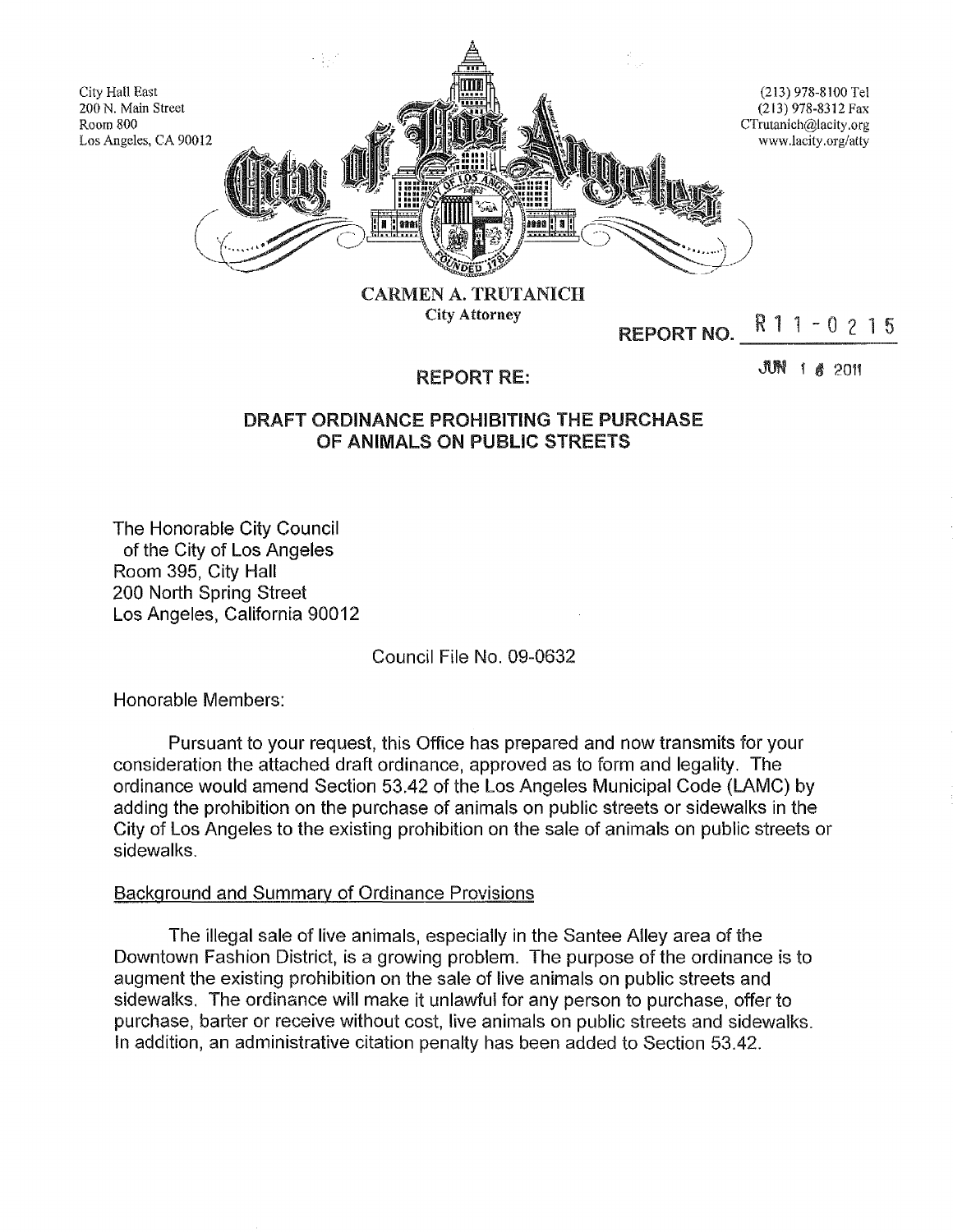City Hall East
200 N. Main Street
Room 800
Los Angeles, CA 90012

(213) 978-8100 Tel
(213) 978-8312 Fax
CTrutanich@lacity.org
www.lacity.org/atty

**City of Los Angeles**

**CARMEN A. TRUTANICH**
**City Attorney**

**REPORT NO.** R 1 1 - 0 2 1 5

JUN 1 6 2011

**REPORT RE:**

**DRAFT ORDINANCE PROHIBITING THE PURCHASE OF ANIMALS ON PUBLIC STREETS**

The Honorable City Council
of the City of Los Angeles
Room 395, City Hall
200 North Spring Street
Los Angeles, California 90012

Council File No. 09-0632

Honorable Members:

Pursuant to your request, this Office has prepared and now transmits for your consideration the attached draft ordinance, approved as to form and legality. The ordinance would amend Section 53.42 of the Los Angeles Municipal Code (LAMC) by adding the prohibition on the purchase of animals on public streets or sidewalks in the City of Los Angeles to the existing prohibition on the sale of animals on public streets or sidewalks.

Background and Summary of Ordinance Provisions

The illegal sale of live animals, especially in the Santee Alley area of the Downtown Fashion District, is a growing problem. The purpose of the ordinance is to augment the existing prohibition on the sale of live animals on public streets and sidewalks. The ordinance will make it unlawful for any person to purchase, offer to purchase, barter or receive without cost, live animals on public streets and sidewalks. In addition, an administrative citation penalty has been added to Section 53.42.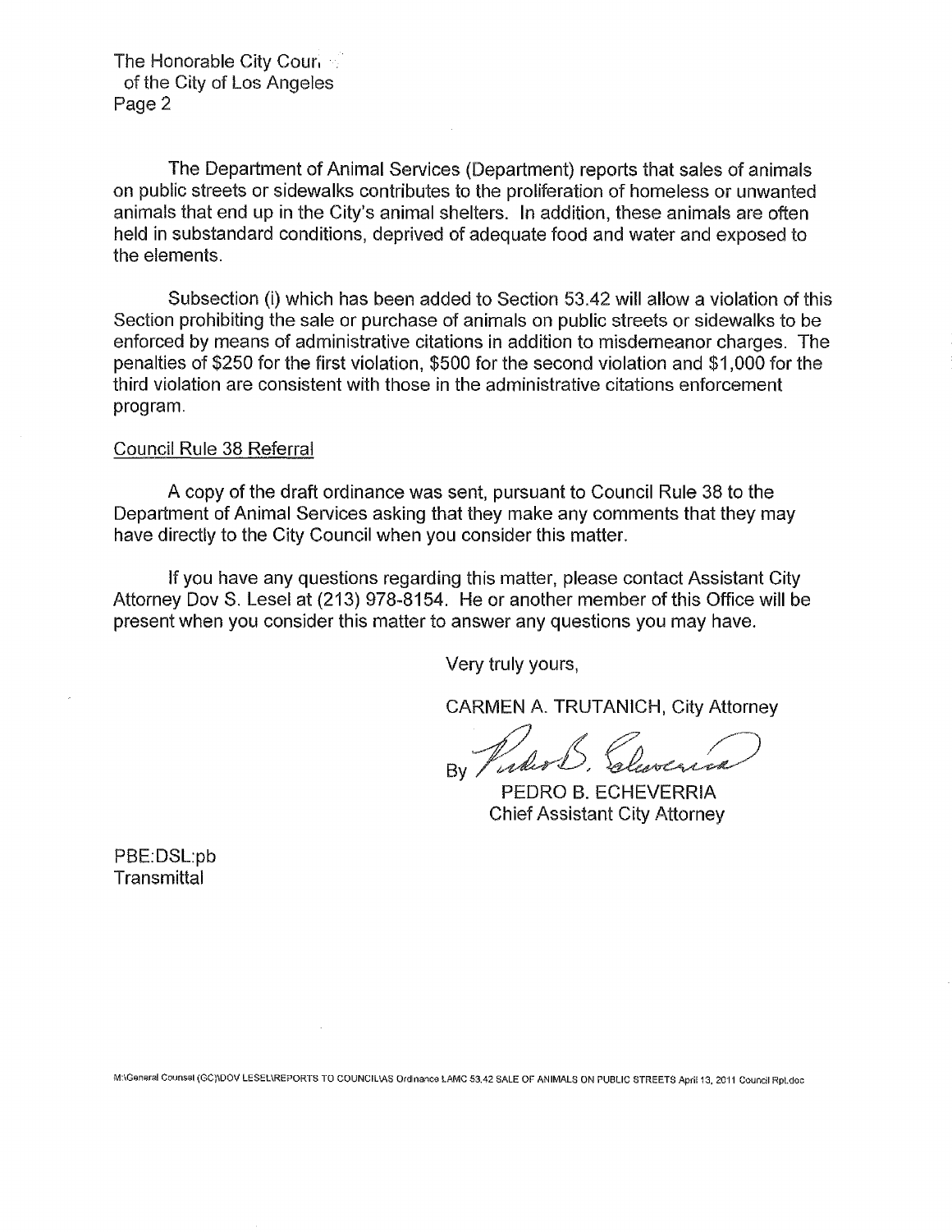The Department of Animal Services (Department) reports that sales of animals on public streets or sidewalks contributes to the proliferation of homeless or unwanted animals that end up in the City's animal shelters. In addition, these animals are often held in substandard conditions, deprived of adequate food and water and exposed to the elements.

Subsection (i) which has been added to Section 53.42 will allow a violation of this Section prohibiting the sale or purchase of animals on public streets or sidewalks to be enforced by means of administrative citations in addition to misdemeanor charges. The penalties of $250 for the first violation, $500 for the second violation and $1,000 for the third violation are consistent with those in the administrative citations enforcement program.

Council Rule 38 Referral

A copy of the draft ordinance was sent, pursuant to Council Rule 38 to the Department of Animal Services asking that they make any comments that they may have directly to the City Council when you consider this matter.

If you have any questions regarding this matter, please contact Assistant City Attorney Dov S. Lesel at (213) 978-8154. He or another member of this Office will be present when you consider this matter to answer any questions you may have.

Very truly yours,

CARMEN A. TRUTANICH, City Attorney

By

PEDRO B. ECHEVERRIA
Chief Assistant City Attorney

PBE:DSL:pb
Transmittal

M:\General Counsel (GC)\DOV LESEL\REPORTS TO COUNCIL\AS Ordinance LAMC 53.42 SALE OF ANIMALS ON PUBLIC STREETS April 13, 2011 Council Rpt.doc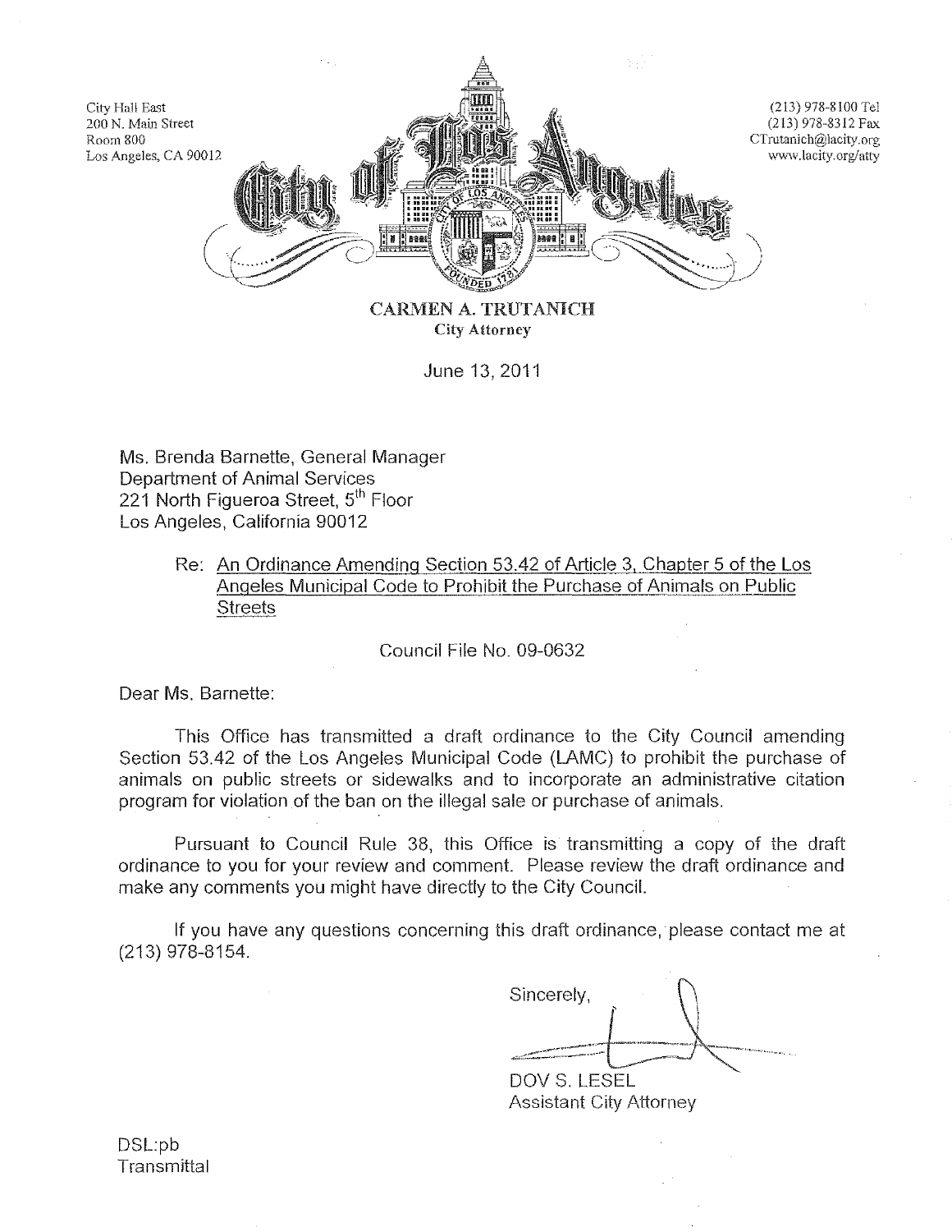City Hall East
200 N. Main Street
Room 800
Los Angeles, CA 90012

(213) 978-8100 Tel
(213) 978-8312 Fax
CTrutanich@lacity.org
www.lacity.org/atty

**City of Los Angeles**

**CARMEN A. TRUTANICH**
**City Attorney**

June 13, 2011

Ms. Brenda Barnette, General Manager
Department of Animal Services
221 North Figueroa Street, 5th Floor
Los Angeles, California 90012

Re: An Ordinance Amending Section 53.42 of Article 3, Chapter 5 of the Los Angeles Municipal Code to Prohibit the Purchase of Animals on Public Streets

Council File No. 09-0632

Dear Ms. Barnette:

This Office has transmitted a draft ordinance to the City Council amending Section 53.42 of the Los Angeles Municipal Code (LAMC) to prohibit the purchase of animals on public streets or sidewalks and to incorporate an administrative citation program for violation of the ban on the illegal sale or purchase of animals.

Pursuant to Council Rule 38, this Office is transmitting a copy of the draft ordinance to you for your review and comment. Please review the draft ordinance and make any comments you might have directly to the City Council.

If you have any questions concerning this draft ordinance, please contact me at (213) 978-8154.

Sincerely,

DOV S. LESEL
Assistant City Attorney

DSL:pb
Transmittal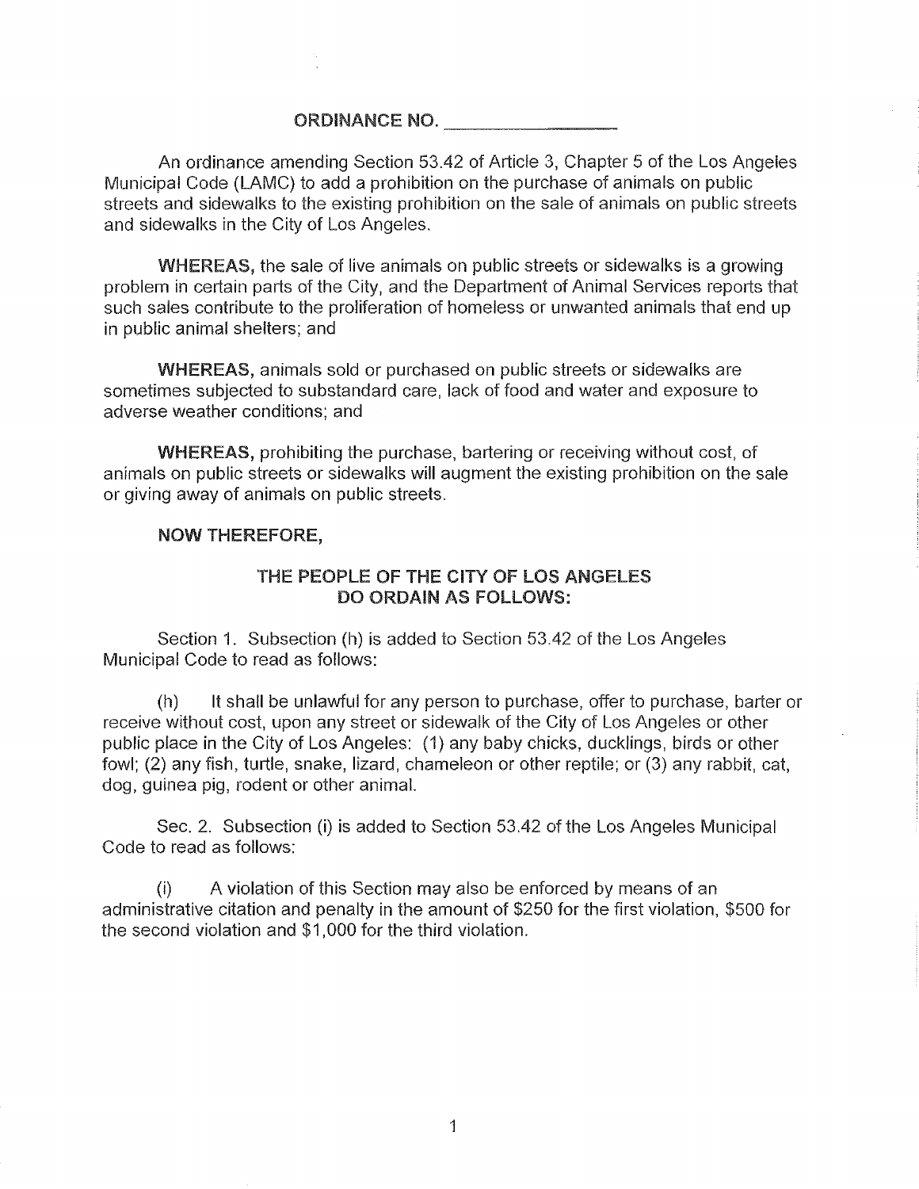**ORDINANCE NO. _______________**

An ordinance amending Section 53.42 of Article 3, Chapter 5 of the Los Angeles Municipal Code (LAMC) to add a prohibition on the purchase of animals on public streets and sidewalks to the existing prohibition on the sale of animals on public streets and sidewalks in the City of Los Angeles.

**WHEREAS,** the sale of live animals on public streets or sidewalks is a growing problem in certain parts of the City, and the Department of Animal Services reports that such sales contribute to the proliferation of homeless or unwanted animals that end up in public animal shelters; and

**WHEREAS,** animals sold or purchased on public streets or sidewalks are sometimes subjected to substandard care, lack of food and water and exposure to adverse weather conditions; and

**WHEREAS,** prohibiting the purchase, bartering or receiving without cost, of animals on public streets or sidewalks will augment the existing prohibition on the sale or giving away of animals on public streets.

**NOW THEREFORE,**

**THE PEOPLE OF THE CITY OF LOS ANGELES DO ORDAIN AS FOLLOWS:**

Section 1. Subsection (h) is added to Section 53.42 of the Los Angeles Municipal Code to read as follows:

(h) It shall be unlawful for any person to purchase, offer to purchase, barter or receive without cost, upon any street or sidewalk of the City of Los Angeles or other public place in the City of Los Angeles: (1) any baby chicks, ducklings, birds or other fowl; (2) any fish, turtle, snake, lizard, chameleon or other reptile; or (3) any rabbit, cat, dog, guinea pig, rodent or other animal.

Sec. 2. Subsection (i) is added to Section 53.42 of the Los Angeles Municipal Code to read as follows:

(i) A violation of this Section may also be enforced by means of an administrative citation and penalty in the amount of $250 for the first violation, $500 for the second violation and $1,000 for the third violation.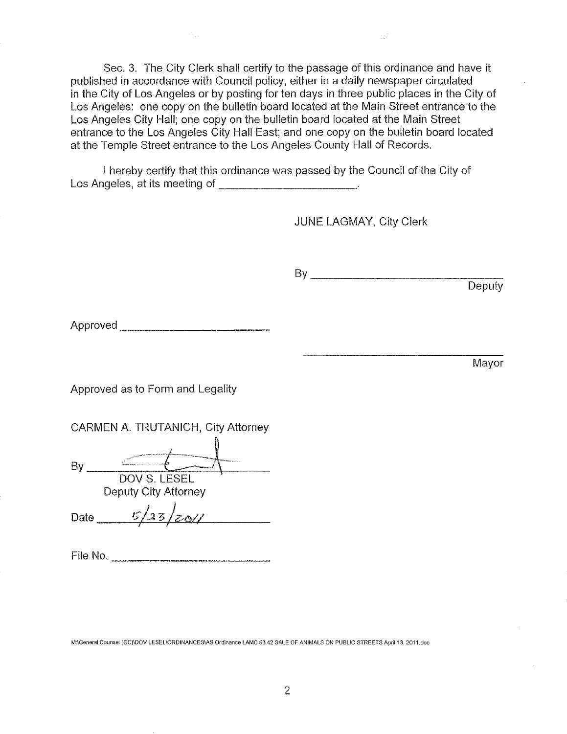Sec. 3. The City Clerk shall certify to the passage of this ordinance and have it published in accordance with Council policy, either in a daily newspaper circulated in the City of Los Angeles or by posting for ten days in three public places in the City of Los Angeles: one copy on the bulletin board located at the Main Street entrance to the Los Angeles City Hall; one copy on the bulletin board located at the Main Street entrance to the Los Angeles City Hall East; and one copy on the bulletin board located at the Temple Street entrance to the Los Angeles County Hall of Records.

I hereby certify that this ordinance was passed by the Council of the City of Los Angeles, at its meeting of ______________________.

JUNE LAGMAY, City Clerk

By ______________________________
Deputy

Approved ______________________

______________________________
Mayor

Approved as to Form and Legality

CARMEN A. TRUTANICH, City Attorney

By ______________________________
DOV S. LESEL
Deputy City Attorney

Date 5/23/2011

File No. ______________________

M:\General Counsel (GC)\DOV LESEL\ORDINANCES\AS Ordinance LAMC 53.42 SALE OF ANIMALS ON PUBLIC STREETS April 13, 2011.doc